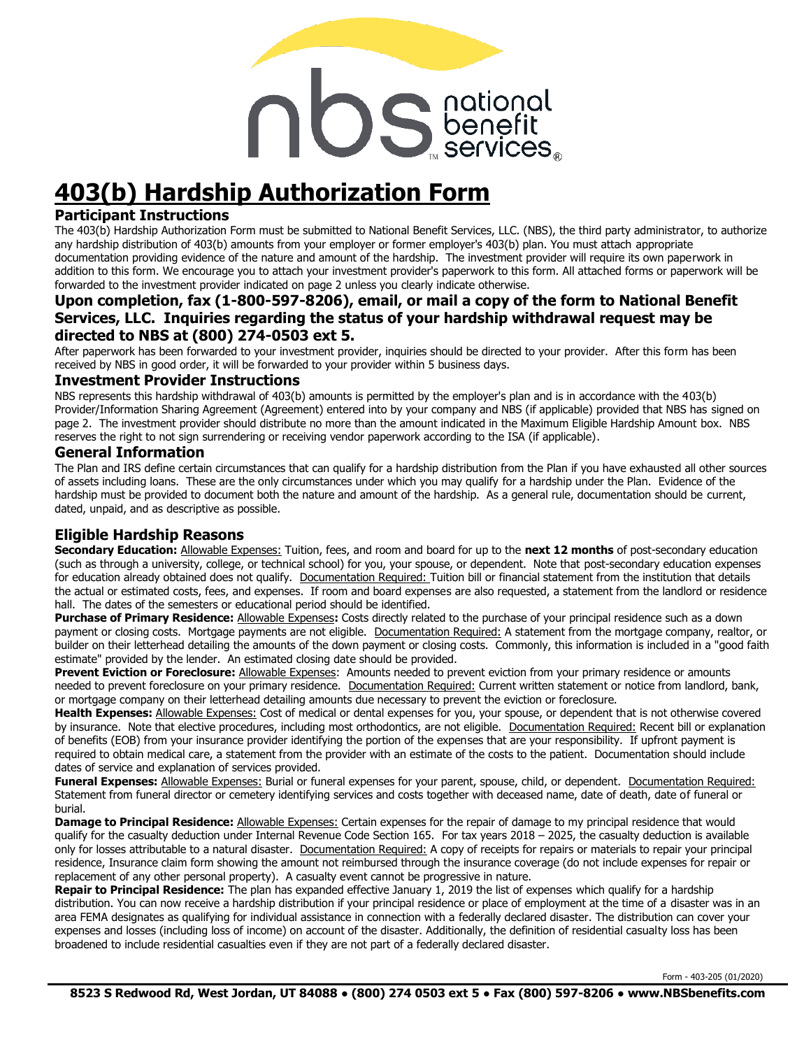# 403(b) Hardship Authorization Form

## Participant Instructions

The 403(b) Hardship Authorization Form must be submitted to National Benefit Services, LLC. (NBS), the third party administrator, to authorize any hardship distribution of 403(b) amounts from your employer or former employer's 403(b) plan. You must attach appropriate documentation providing evidence of the nature and amount of the hardship. The investment provider will require its own paperwork in addition to this form. We encourage you to attach your investment provider's paperwork to this form. All attached forms or paperwork will be forwarded to the investment provider indicated on page 2 unless you clearly indicate otherwise.

**Upon completion, fax (1-800-597-8206), email, or mail a copy of the form to National Benefit Services, LLC. Inquiries regarding the status of your hardship withdrawal request may be directed to NBS at (800) 274-0503 ext 5.**

After paperwork has been forwarded to your investment provider, inquiries should be directed to your provider. After this form has been received by NBS in good order, it will be forwarded to your provider within 5 business days.

## Investment Provider Instructions

NBS represents this hardship withdrawal of 403(b) amounts is permitted by the employer's plan and is in accordance with the 403(b) Provider/Information Sharing Agreement (Agreement) entered into by your company and NBS (if applicable) provided that NBS has signed on page 2. The investment provider should distribute no more than the amount indicated in the Maximum Eligible Hardship Amount box. NBS reserves the right to not sign surrendering or receiving vendor paperwork according to the ISA (if applicable).

## General Information

The Plan and IRS define certain circumstances that can qualify for a hardship distribution from the Plan if you have exhausted all other sources of assets including loans. These are the only circumstances under which you may qualify for a hardship under the Plan. Evidence of the hardship must be provided to document both the nature and amount of the hardship. As a general rule, documentation should be current, dated, unpaid, and as descriptive as possible.

## Eligible Hardship Reasons

**Secondary Education:** Allowable Expenses: Tuition, fees, and room and board for up to the **next 12 months** of post-secondary education (such as through a university, college, or technical school) for you, your spouse, or dependent. Note that post-secondary education expenses for education already obtained does not qualify. Documentation Required: Tuition bill or financial statement from the institution that details the actual or estimated costs, fees, and expenses. If room and board expenses are also requested, a statement from the landlord or residence hall. The dates of the semesters or educational period should be identified.

**Purchase of Primary Residence:** Allowable Expenses**:** Costs directly related to the purchase of your principal residence such as a down payment or closing costs. Mortgage payments are not eligible. Documentation Required: A statement from the mortgage company, realtor, or builder on their letterhead detailing the amounts of the down payment or closing costs. Commonly, this information is included in a "good faith estimate" provided by the lender. An estimated closing date should be provided.

**Prevent Eviction or Foreclosure:** Allowable Expenses: Amounts needed to prevent eviction from your primary residence or amounts needed to prevent foreclosure on your primary residence. Documentation Required: Current written statement or notice from landlord, bank, or mortgage company on their letterhead detailing amounts due necessary to prevent the eviction or foreclosure.

**Health Expenses:** Allowable Expenses: Cost of medical or dental expenses for you, your spouse, or dependent that is not otherwise covered by insurance. Note that elective procedures, including most orthodontics, are not eligible. Documentation Required: Recent bill or explanation of benefits (EOB) from your insurance provider identifying the portion of the expenses that are your responsibility. If upfront payment is required to obtain medical care, a statement from the provider with an estimate of the costs to the patient. Documentation should include dates of service and explanation of services provided.

**Funeral Expenses:** Allowable Expenses: Burial or funeral expenses for your parent, spouse, child, or dependent. Documentation Required: Statement from funeral director or cemetery identifying services and costs together with deceased name, date of death, date of funeral or burial.

**Damage to Principal Residence:** Allowable Expenses: Certain expenses for the repair of damage to my principal residence that would qualify for the casualty deduction under Internal Revenue Code Section 165. For tax years 2018 – 2025, the casualty deduction is available only for losses attributable to a natural disaster. Documentation Required: A copy of receipts for repairs or materials to repair your principal residence, Insurance claim form showing the amount not reimbursed through the insurance coverage (do not include expenses for repair or replacement of any other personal property). A casualty event cannot be progressive in nature.

**Repair to Principal Residence:** The plan has expanded effective January 1, 2019 the list of expenses which qualify for a hardship distribution. You can now receive a hardship distribution if your principal residence or place of employment at the time of a disaster was in an area FEMA designates as qualifying for individual assistance in connection with a federally declared disaster. The distribution can cover your expenses and losses (including loss of income) on account of the disaster. Additionally, the definition of residential casualty loss has been broadened to include residential casualties even if they are not part of a federally declared disaster.

Form - 403-205 (01/2020)

**8523 S Redwood Rd, West Jordan, UT 84088 • (800) 274 0503 ext 5 • Fax (800) 597-8206 • www.NBSbenefits.com**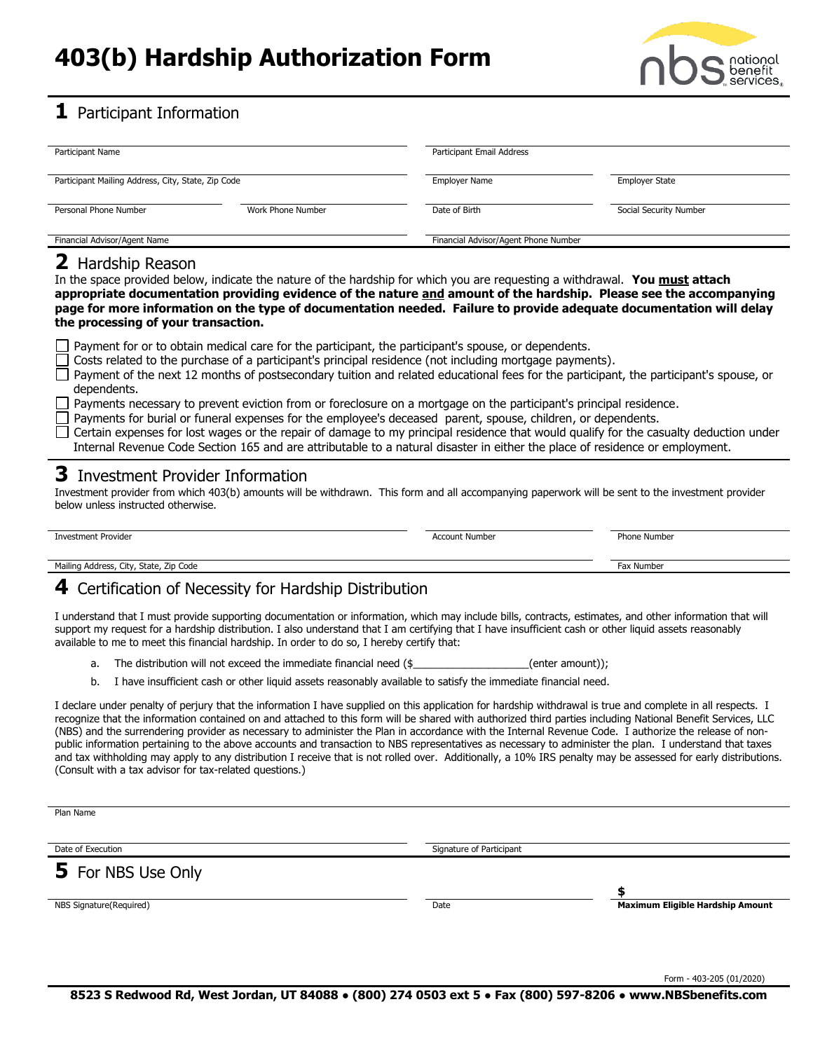# 403(b) Hardship Authorization Form

## 1 Participant Information

| | | | |
|---|---|---|---|
| Participant Name | | Participant Email Address | |
| Participant Mailing Address, City, State, Zip Code | | Employer Name | Employer State |
| Personal Phone Number | Work Phone Number | Date of Birth | Social Security Number |
| Financial Advisor/Agent Name | | Financial Advisor/Agent Phone Number | |

## 2 Hardship Reason

In the space provided below, indicate the nature of the hardship for which you are requesting a withdrawal. **You must attach appropriate documentation providing evidence of the nature and amount of the hardship. Please see the accompanying page for more information on the type of documentation needed. Failure to provide adequate documentation will delay the processing of your transaction.**

- ☐ Payment for or to obtain medical care for the participant, the participant's spouse, or dependents.
- ☐ Costs related to the purchase of a participant's principal residence (not including mortgage payments).
- ☐ Payment of the next 12 months of postsecondary tuition and related educational fees for the participant, the participant's spouse, or dependents.
- ☐ Payments necessary to prevent eviction from or foreclosure on a mortgage on the participant's principal residence.
- ☐ Payments for burial or funeral expenses for the employee's deceased parent, spouse, children, or dependents.
- ☐ Certain expenses for lost wages or the repair of damage to my principal residence that would qualify for the casualty deduction under Internal Revenue Code Section 165 and are attributable to a natural disaster in either the place of residence or employment.

## 3 Investment Provider Information

Investment provider from which 403(b) amounts will be withdrawn. This form and all accompanying paperwork will be sent to the investment provider below unless instructed otherwise.

| | | |
|---|---|---|
| Investment Provider | Account Number | Phone Number |
| Mailing Address, City, State, Zip Code | | Fax Number |

## 4 Certification of Necessity for Hardship Distribution

I understand that I must provide supporting documentation or information, which may include bills, contracts, estimates, and other information that will support my request for a hardship distribution. I also understand that I am certifying that I have insufficient cash or other liquid assets reasonably available to me to meet this financial hardship. In order to do so, I hereby certify that:

a. The distribution will not exceed the immediate financial need ($___________________(enter amount));

b. I have insufficient cash or other liquid assets reasonably available to satisfy the immediate financial need.

I declare under penalty of perjury that the information I have supplied on this application for hardship withdrawal is true and complete in all respects. I recognize that the information contained on and attached to this form will be shared with authorized third parties including National Benefit Services, LLC (NBS) and the surrendering provider as necessary to administer the Plan in accordance with the Internal Revenue Code. I authorize the release of non-public information pertaining to the above accounts and transaction to NBS representatives as necessary to administer the plan. I understand that taxes and tax withholding may apply to any distribution I receive that is not rolled over. Additionally, a 10% IRS penalty may be assessed for early distributions. (Consult with a tax advisor for tax-related questions.)

| | |
|---|---|
| Plan Name | |
| Date of Execution | Signature of Participant |

## 5 For NBS Use Only

| | | |
|---|---|---|
| | | **$** |
| NBS Signature(Required) | Date | **Maximum Eligible Hardship Amount** |

Form - 403-205 (01/2020)

**8523 S Redwood Rd, West Jordan, UT 84088 • (800) 274 0503 ext 5 • Fax (800) 597-8206 • www.NBSbenefits.com**